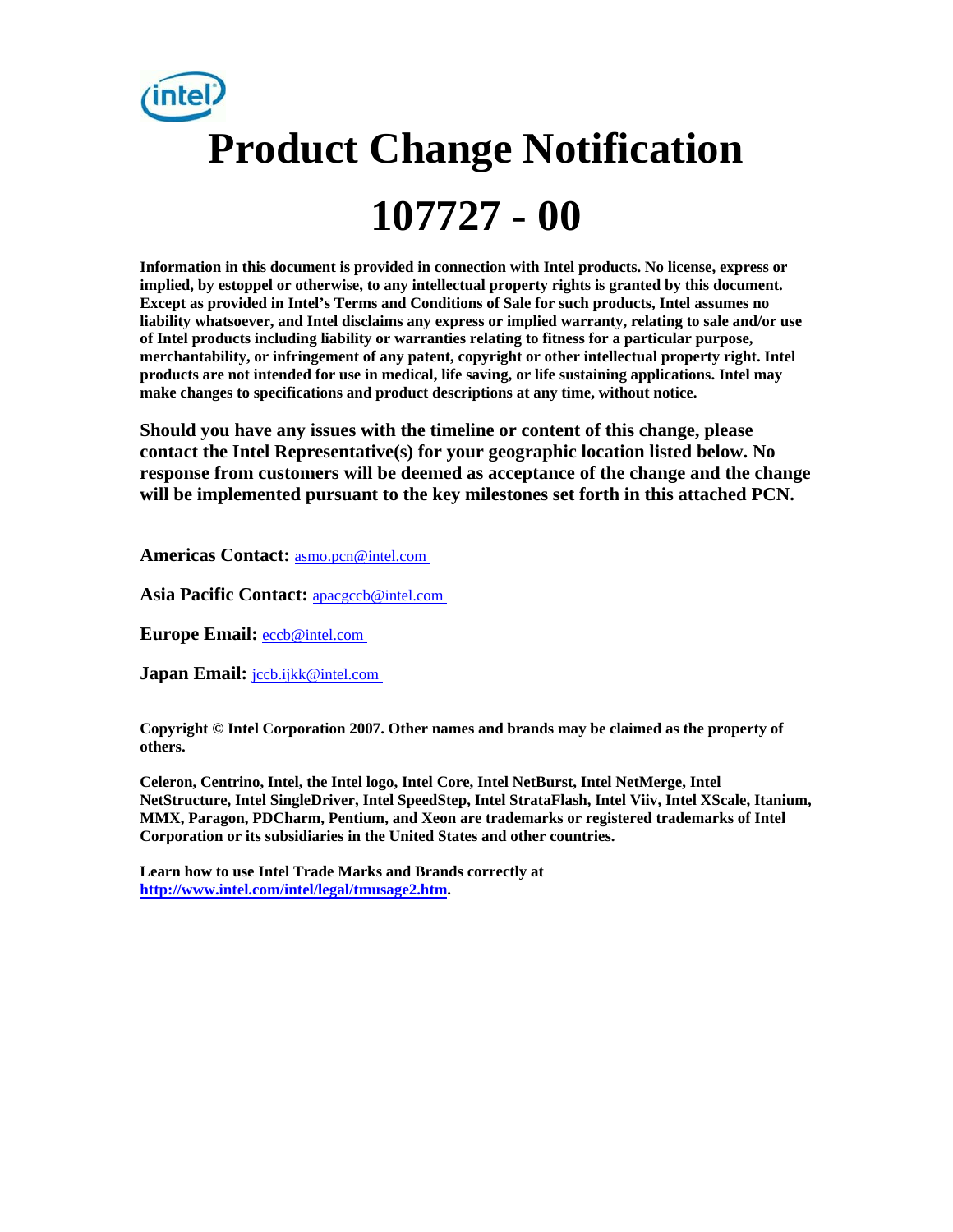# Product Change Notification

# 107727 - 00

**Information in this document is provided in connection with Intel products. No license, express or implied, by estoppel or otherwise, to any intellectual property rights is granted by this document. Except as provided in Intel's Terms and Conditions of Sale for such products, Intel assumes no liability whatsoever, and Intel disclaims any express or implied warranty, relating to sale and/or use of Intel products including liability or warranties relating to fitness for a particular purpose, merchantability, or infringement of any patent, copyright or other intellectual property right. Intel products are not intended for use in medical, life saving, or life sustaining applications. Intel may make changes to specifications and product descriptions at any time, without notice.**

**Should you have any issues with the timeline or content of this change, please contact the Intel Representative(s) for your geographic location listed below. No response from customers will be deemed as acceptance of the change and the change will be implemented pursuant to the key milestones set forth in this attached PCN.**

**Americas Contact:** asmo.pcn@intel.com

**Asia Pacific Contact:** apacgccb@intel.com

**Europe Email:** eccb@intel.com

**Japan Email:** jccb.ijkk@intel.com

**Copyright © Intel Corporation 2007. Other names and brands may be claimed as the property of others.**

**Celeron, Centrino, Intel, the Intel logo, Intel Core, Intel NetBurst, Intel NetMerge, Intel NetStructure, Intel SingleDriver, Intel SpeedStep, Intel StrataFlash, Intel Viiv, Intel XScale, Itanium, MMX, Paragon, PDCharm, Pentium, and Xeon are trademarks or registered trademarks of Intel Corporation or its subsidiaries in the United States and other countries.**

**Learn how to use Intel Trade Marks and Brands correctly at http://www.intel.com/intel/legal/tmusage2.htm.**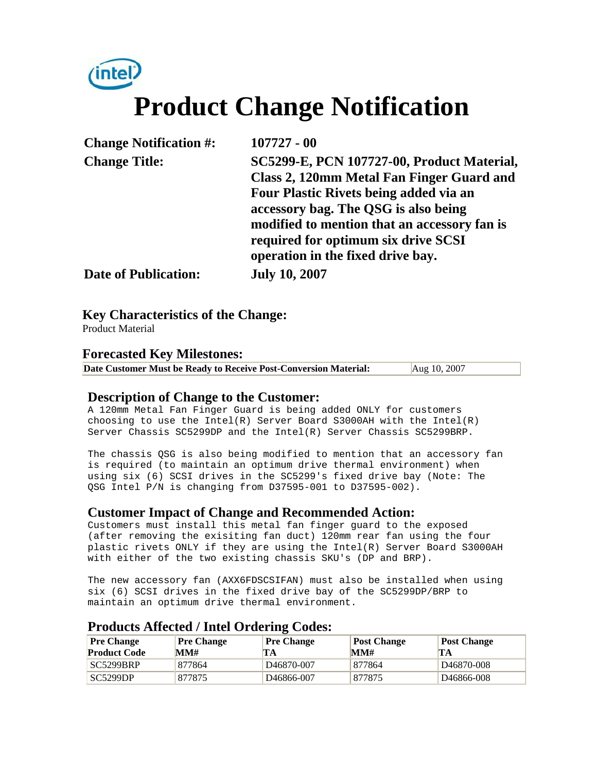intel

# Product Change Notification

| | |
|---|---|
| **Change Notification #:** | **107727 - 00** |
| **Change Title:** | **SC5299-E, PCN 107727-00, Product Material, Class 2, 120mm Metal Fan Finger Guard and Four Plastic Rivets being added via an accessory bag. The QSG is also being modified to mention that an accessory fan is required for optimum six drive SCSI operation in the fixed drive bay.** |
| **Date of Publication:** | **July 10, 2007** |

## Key Characteristics of the Change:

Product Material

## Forecasted Key Milestones:

| | |
|---|---|
| **Date Customer Must be Ready to Receive Post-Conversion Material:** | Aug 10, 2007 |

## Description of Change to the Customer:

A 120mm Metal Fan Finger Guard is being added ONLY for customers choosing to use the Intel(R) Server Board S3000AH with the Intel(R) Server Chassis SC5299DP and the Intel(R) Server Chassis SC5299BRP.

The chassis QSG is also being modified to mention that an accessory fan is required (to maintain an optimum drive thermal environment) when using six (6) SCSI drives in the SC5299's fixed drive bay (Note: The QSG Intel P/N is changing from D37595-001 to D37595-002).

## Customer Impact of Change and Recommended Action:

Customers must install this metal fan finger guard to the exposed (after removing the exisiting fan duct) 120mm rear fan using the four plastic rivets ONLY if they are using the Intel(R) Server Board S3000AH with either of the two existing chassis SKU's (DP and BRP).

The new accessory fan (AXX6FDSCSIFAN) must also be installed when using six (6) SCSI drives in the fixed drive bay of the SC5299DP/BRP to maintain an optimum drive thermal environment.

## Products Affected / Intel Ordering Codes:

| Pre Change Product Code | Pre Change MM# | Pre Change TA | Post Change MM# | Post Change TA |
|---|---|---|---|---|
| SC5299BRP | 877864 | D46870-007 | 877864 | D46870-008 |
| SC5299DP | 877875 | D46866-007 | 877875 | D46866-008 |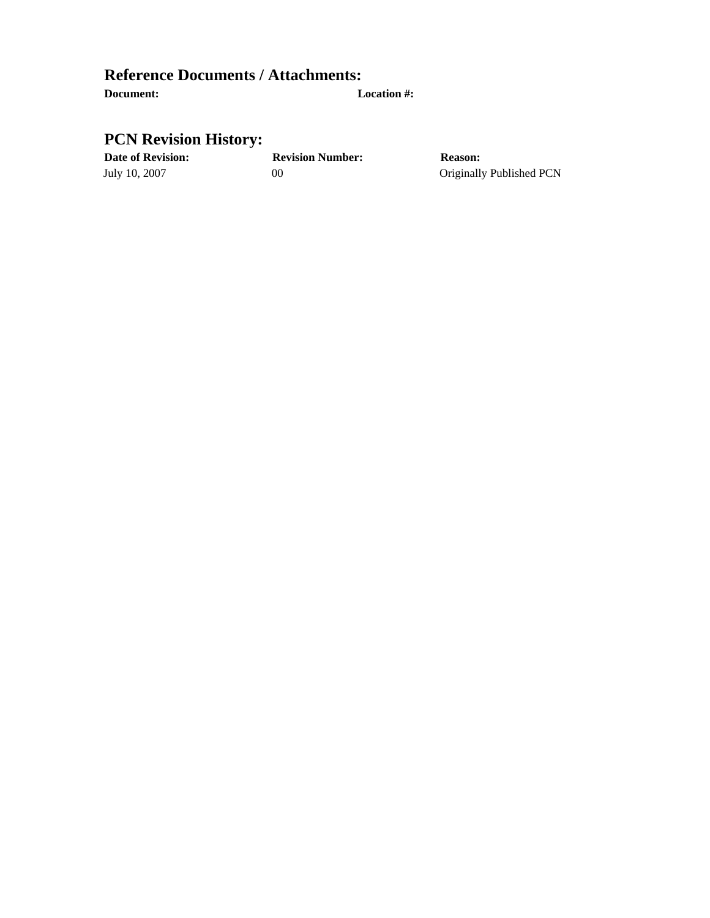## Reference Documents / Attachments:

| Document: | Location #: |
| --- | --- |

## PCN Revision History:

| Date of Revision: | Revision Number: | Reason: |
| --- | --- | --- |
| July 10, 2007 | 00 | Originally Published PCN |